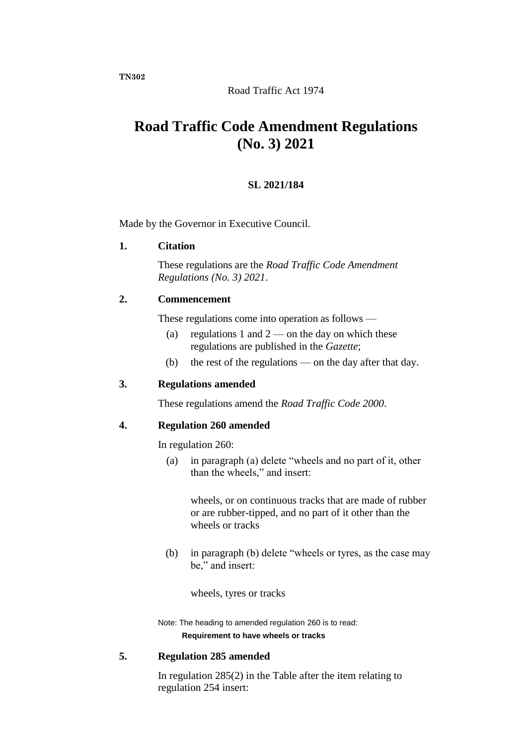TN302

Road Traffic Act 1974

# Road Traffic Code Amendment Regulations (No. 3) 2021

**SL 2021/184**

Made by the Governor in Executive Council.

**1. Citation**

These regulations are the *Road Traffic Code Amendment Regulations (No. 3) 2021*.

**2. Commencement**

These regulations come into operation as follows —

(a) regulations 1 and 2 — on the day on which these regulations are published in the *Gazette*;

(b) the rest of the regulations — on the day after that day.

**3. Regulations amended**

These regulations amend the *Road Traffic Code 2000*.

**4. Regulation 260 amended**

In regulation 260:

(a) in paragraph (a) delete "wheels and no part of it, other than the wheels," and insert:

> wheels, or on continuous tracks that are made of rubber or are rubber-tipped, and no part of it other than the wheels or tracks

(b) in paragraph (b) delete "wheels or tyres, as the case may be," and insert:

> wheels, tyres or tracks

Note: The heading to amended regulation 260 is to read:

**Requirement to have wheels or tracks**

**5. Regulation 285 amended**

In regulation 285(2) in the Table after the item relating to regulation 254 insert: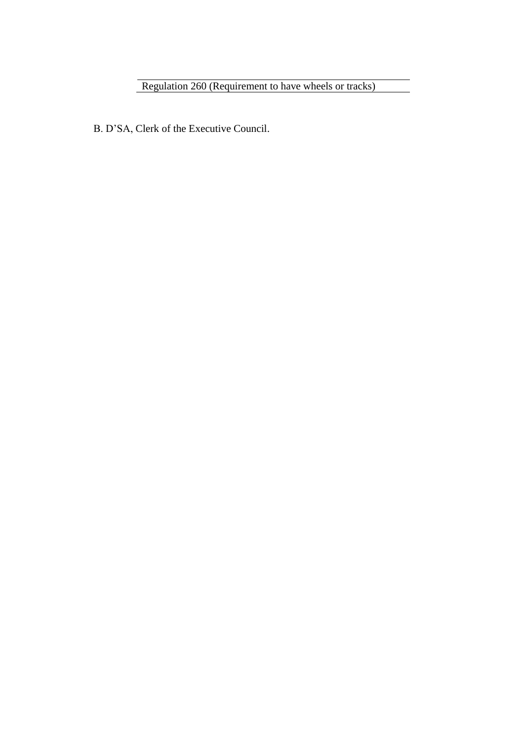Regulation 260 (Requirement to have wheels or tracks)

B. D'SA, Clerk of the Executive Council.